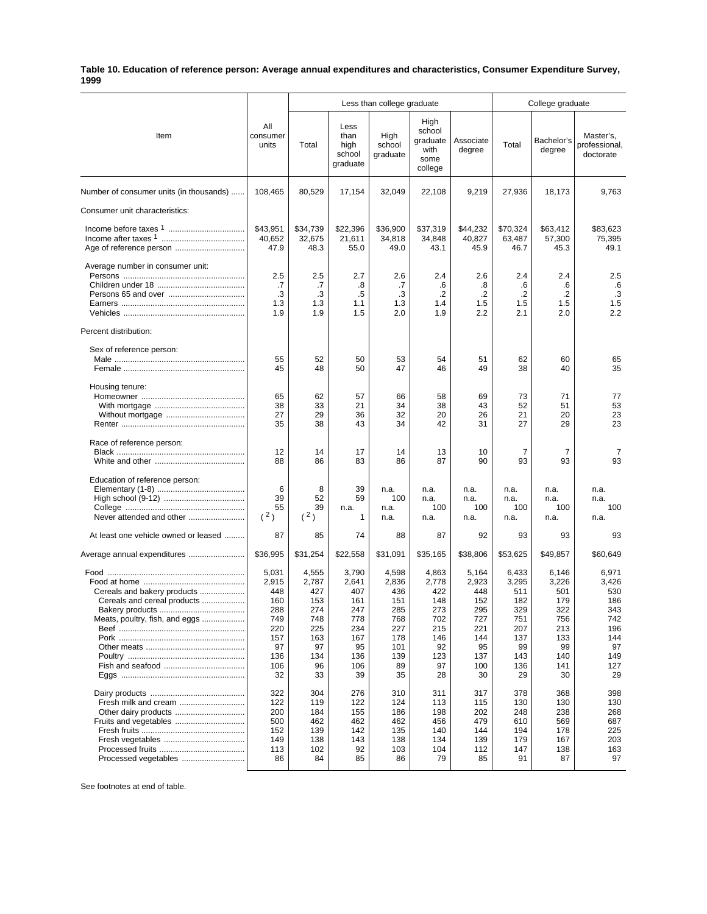**Table 10. Education of reference person: Average annual expenditures and characteristics, Consumer Expenditure Survey, 1999**

| Item | All consumer units | Less than college graduate | | | | | College graduate | | |
|---|---|---|---|---|---|---|---|---|---|
| | | Total | Less than high school graduate | High school graduate | High school graduate with some college | Associate degree | Total | Bachelor's degree | Master's, professional, doctorate |
| Number of consumer units (in thousands) | 108,465 | 80,529 | 17,154 | 32,049 | 22,108 | 9,219 | 27,936 | 18,173 | 9,763 |
| Consumer unit characteristics: | | | | | | | | | |
| Income before taxes [1] | $43,951 | $34,739 | $22,396 | $36,900 | $37,319 | $44,232 | $70,324 | $63,412 | $83,623 |
| Income after taxes [1] | 40,652 | 32,675 | 21,611 | 34,818 | 34,848 | 40,827 | 63,487 | 57,300 | 75,395 |
| Age of reference person | 47.9 | 48.3 | 55.0 | 49.0 | 43.1 | 45.9 | 46.7 | 45.3 | 49.1 |
| Average number in consumer unit: | | | | | | | | | |
| Persons | 2.5 | 2.5 | 2.7 | 2.6 | 2.4 | 2.6 | 2.4 | 2.4 | 2.5 |
| Children under 18 | .7 | .7 | .8 | .7 | .6 | .8 | .6 | .6 | .6 |
| Persons 65 and over | .3 | .3 | .5 | .3 | .2 | .2 | .2 | .2 | .3 |
| Earners | 1.3 | 1.3 | 1.1 | 1.3 | 1.4 | 1.5 | 1.5 | 1.5 | 1.5 |
| Vehicles | 1.9 | 1.9 | 1.5 | 2.0 | 1.9 | 2.2 | 2.1 | 2.0 | 2.2 |
| Percent distribution: | | | | | | | | | |
| Sex of reference person: | | | | | | | | | |
| Male | 55 | 52 | 50 | 53 | 54 | 51 | 62 | 60 | 65 |
| Female | 45 | 48 | 50 | 47 | 46 | 49 | 38 | 40 | 35 |
| Housing tenure: | | | | | | | | | |
| Homeowner | 65 | 62 | 57 | 66 | 58 | 69 | 73 | 71 | 77 |
| With mortgage | 38 | 33 | 21 | 34 | 38 | 43 | 52 | 51 | 53 |
| Without mortgage | 27 | 29 | 36 | 32 | 20 | 26 | 21 | 20 | 23 |
| Renter | 35 | 38 | 43 | 34 | 42 | 31 | 27 | 29 | 23 |
| Race of reference person: | | | | | | | | | |
| Black | 12 | 14 | 17 | 14 | 13 | 10 | 7 | 7 | 7 |
| White and other | 88 | 86 | 83 | 86 | 87 | 90 | 93 | 93 | 93 |
| Education of reference person: | | | | | | | | | |
| Elementary (1-8) | 6 | 8 | 39 | n.a. | n.a. | n.a. | n.a. | n.a. | n.a. |
| High school (9-12) | 39 | 52 | 59 | 100 | n.a. | n.a. | n.a. | n.a. | n.a. |
| College | 55 | 39 | n.a. | n.a. | 100 | 100 | 100 | 100 | 100 |
| Never attended and other | ([2]) | ([2]) | 1 | n.a. | n.a. | n.a. | n.a. | n.a. | n.a. |
| At least one vehicle owned or leased | 87 | 85 | 74 | 88 | 87 | 92 | 93 | 93 | 93 |
| Average annual expenditures | $36,995 | $31,254 | $22,558 | $31,091 | $35,165 | $38,806 | $53,625 | $49,857 | $60,649 |
| Food | 5,031 | 4,555 | 3,790 | 4,598 | 4,863 | 5,164 | 6,433 | 6,146 | 6,971 |
| Food at home | 2,915 | 2,787 | 2,641 | 2,836 | 2,778 | 2,923 | 3,295 | 3,226 | 3,426 |
| Cereals and bakery products | 448 | 427 | 407 | 436 | 422 | 448 | 511 | 501 | 530 |
| Cereals and cereal products | 160 | 153 | 161 | 151 | 148 | 152 | 182 | 179 | 186 |
| Bakery products | 288 | 274 | 247 | 285 | 273 | 295 | 329 | 322 | 343 |
| Meats, poultry, fish, and eggs | 749 | 748 | 778 | 768 | 702 | 727 | 751 | 756 | 742 |
| Beef | 220 | 225 | 234 | 227 | 215 | 221 | 207 | 213 | 196 |
| Pork | 157 | 163 | 167 | 178 | 146 | 144 | 137 | 133 | 144 |
| Other meats | 97 | 97 | 95 | 101 | 92 | 95 | 99 | 99 | 97 |
| Poultry | 136 | 134 | 136 | 139 | 123 | 137 | 143 | 140 | 149 |
| Fish and seafood | 106 | 96 | 106 | 89 | 97 | 100 | 136 | 141 | 127 |
| Eggs | 32 | 33 | 39 | 35 | 28 | 30 | 29 | 30 | 29 |
| Dairy products | 322 | 304 | 276 | 310 | 311 | 317 | 378 | 368 | 398 |
| Fresh milk and cream | 122 | 119 | 122 | 124 | 113 | 115 | 130 | 130 | 130 |
| Other dairy products | 200 | 184 | 155 | 186 | 198 | 202 | 248 | 238 | 268 |
| Fruits and vegetables | 500 | 462 | 462 | 462 | 456 | 479 | 610 | 569 | 687 |
| Fresh fruits | 152 | 139 | 142 | 135 | 140 | 144 | 194 | 178 | 225 |
| Fresh vegetables | 149 | 138 | 143 | 138 | 134 | 139 | 179 | 167 | 203 |
| Processed fruits | 113 | 102 | 92 | 103 | 104 | 112 | 147 | 138 | 163 |
| Processed vegetables | 86 | 84 | 85 | 86 | 79 | 85 | 91 | 87 | 97 |

See footnotes at end of table.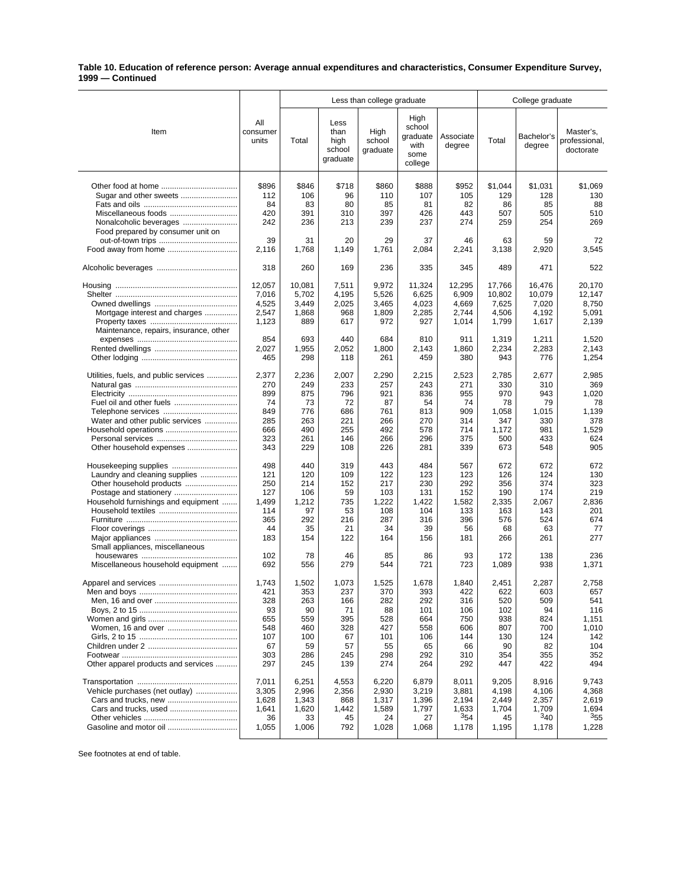**Table 10. Education of reference person: Average annual expenditures and characteristics, Consumer Expenditure Survey, 1999 — Continued**

| Item | All consumer units | Less than college graduate | | | | | College graduate | | |
|---|---|---|---|---|---|---|---|---|---|
| | | Total | Less than high school graduate | High school graduate | High school graduate with some college | Associate degree | Total | Bachelor's degree | Master's, professional, doctorate |
| Other food at home | $896 | $846 | $718 | $860 | $888 | $952 | $1,044 | $1,031 | $1,069 |
| Sugar and other sweets | 112 | 106 | 96 | 110 | 107 | 105 | 129 | 128 | 130 |
| Fats and oils | 84 | 83 | 80 | 85 | 81 | 82 | 86 | 85 | 88 |
| Miscellaneous foods | 420 | 391 | 310 | 397 | 426 | 443 | 507 | 505 | 510 |
| Nonalcoholic beverages | 242 | 236 | 213 | 239 | 237 | 274 | 259 | 254 | 269 |
| Food prepared by consumer unit on out-of-town trips | 39 | 31 | 20 | 29 | 37 | 46 | 63 | 59 | 72 |
| Food away from home | 2,116 | 1,768 | 1,149 | 1,761 | 2,084 | 2,241 | 3,138 | 2,920 | 3,545 |
| Alcoholic beverages | 318 | 260 | 169 | 236 | 335 | 345 | 489 | 471 | 522 |
| Housing | 12,057 | 10,081 | 7,511 | 9,972 | 11,324 | 12,295 | 17,766 | 16,476 | 20,170 |
| Shelter | 7,016 | 5,702 | 4,195 | 5,526 | 6,625 | 6,909 | 10,802 | 10,079 | 12,147 |
| Owned dwellings | 4,525 | 3,449 | 2,025 | 3,465 | 4,023 | 4,669 | 7,625 | 7,020 | 8,750 |
| Mortgage interest and charges | 2,547 | 1,868 | 968 | 1,809 | 2,285 | 2,744 | 4,506 | 4,192 | 5,091 |
| Property taxes | 1,123 | 889 | 617 | 972 | 927 | 1,014 | 1,799 | 1,617 | 2,139 |
| Maintenance, repairs, insurance, other expenses | 854 | 693 | 440 | 684 | 810 | 911 | 1,319 | 1,211 | 1,520 |
| Rented dwellings | 2,027 | 1,955 | 2,052 | 1,800 | 2,143 | 1,860 | 2,234 | 2,283 | 2,143 |
| Other lodging | 465 | 298 | 118 | 261 | 459 | 380 | 943 | 776 | 1,254 |
| Utilities, fuels, and public services | 2,377 | 2,236 | 2,007 | 2,290 | 2,215 | 2,523 | 2,785 | 2,677 | 2,985 |
| Natural gas | 270 | 249 | 233 | 257 | 243 | 271 | 330 | 310 | 369 |
| Electricity | 899 | 875 | 796 | 921 | 836 | 955 | 970 | 943 | 1,020 |
| Fuel oil and other fuels | 74 | 73 | 72 | 87 | 54 | 74 | 78 | 79 | 78 |
| Telephone services | 849 | 776 | 686 | 761 | 813 | 909 | 1,058 | 1,015 | 1,139 |
| Water and other public services | 285 | 263 | 221 | 266 | 270 | 314 | 347 | 330 | 378 |
| Household operations | 666 | 490 | 255 | 492 | 578 | 714 | 1,172 | 981 | 1,529 |
| Personal services | 323 | 261 | 146 | 266 | 296 | 375 | 500 | 433 | 624 |
| Other household expenses | 343 | 229 | 108 | 226 | 281 | 339 | 673 | 548 | 905 |
| Housekeeping supplies | 498 | 440 | 319 | 443 | 484 | 567 | 672 | 672 | 672 |
| Laundry and cleaning supplies | 121 | 120 | 109 | 122 | 123 | 123 | 126 | 124 | 130 |
| Other household products | 250 | 214 | 152 | 217 | 230 | 292 | 356 | 374 | 323 |
| Postage and stationery | 127 | 106 | 59 | 103 | 131 | 152 | 190 | 174 | 219 |
| Household furnishings and equipment | 1,499 | 1,212 | 735 | 1,222 | 1,422 | 1,582 | 2,335 | 2,067 | 2,836 |
| Household textiles | 114 | 97 | 53 | 108 | 104 | 133 | 163 | 143 | 201 |
| Furniture | 365 | 292 | 216 | 287 | 316 | 396 | 576 | 524 | 674 |
| Floor coverings | 44 | 35 | 21 | 34 | 39 | 56 | 68 | 63 | 77 |
| Major appliances | 183 | 154 | 122 | 164 | 156 | 181 | 266 | 261 | 277 |
| Small appliances, miscellaneous housewares | 102 | 78 | 46 | 85 | 86 | 93 | 172 | 138 | 236 |
| Miscellaneous household equipment | 692 | 556 | 279 | 544 | 721 | 723 | 1,089 | 938 | 1,371 |
| Apparel and services | 1,743 | 1,502 | 1,073 | 1,525 | 1,678 | 1,840 | 2,451 | 2,287 | 2,758 |
| Men and boys | 421 | 353 | 237 | 370 | 393 | 422 | 622 | 603 | 657 |
| Men, 16 and over | 328 | 263 | 166 | 282 | 292 | 316 | 520 | 509 | 541 |
| Boys, 2 to 15 | 93 | 90 | 71 | 88 | 101 | 106 | 102 | 94 | 116 |
| Women and girls | 655 | 559 | 395 | 528 | 664 | 750 | 938 | 824 | 1,151 |
| Women, 16 and over | 548 | 460 | 328 | 427 | 558 | 606 | 807 | 700 | 1,010 |
| Girls, 2 to 15 | 107 | 100 | 67 | 101 | 106 | 144 | 130 | 124 | 142 |
| Children under 2 | 67 | 59 | 57 | 55 | 65 | 66 | 90 | 82 | 104 |
| Footwear | 303 | 286 | 245 | 298 | 292 | 310 | 354 | 355 | 352 |
| Other apparel products and services | 297 | 245 | 139 | 274 | 264 | 292 | 447 | 422 | 494 |
| Transportation | 7,011 | 6,251 | 4,553 | 6,220 | 6,879 | 8,011 | 9,205 | 8,916 | 9,743 |
| Vehicle purchases (net outlay) | 3,305 | 2,996 | 2,356 | 2,930 | 3,219 | 3,881 | 4,198 | 4,106 | 4,368 |
| Cars and trucks, new | 1,628 | 1,343 | 868 | 1,317 | 1,396 | 2,194 | 2,449 | 2,357 | 2,619 |
| Cars and trucks, used | 1,641 | 1,620 | 1,442 | 1,589 | 1,797 | 1,633 | 1,704 | 1,709 | 1,694 |
| Other vehicles | 36 | 33 | 45 | 24 | 27 | [3]54 | 45 | [3]40 | [3]55 |
| Gasoline and motor oil | 1,055 | 1,006 | 792 | 1,028 | 1,068 | 1,178 | 1,195 | 1,178 | 1,228 |

See footnotes at end of table.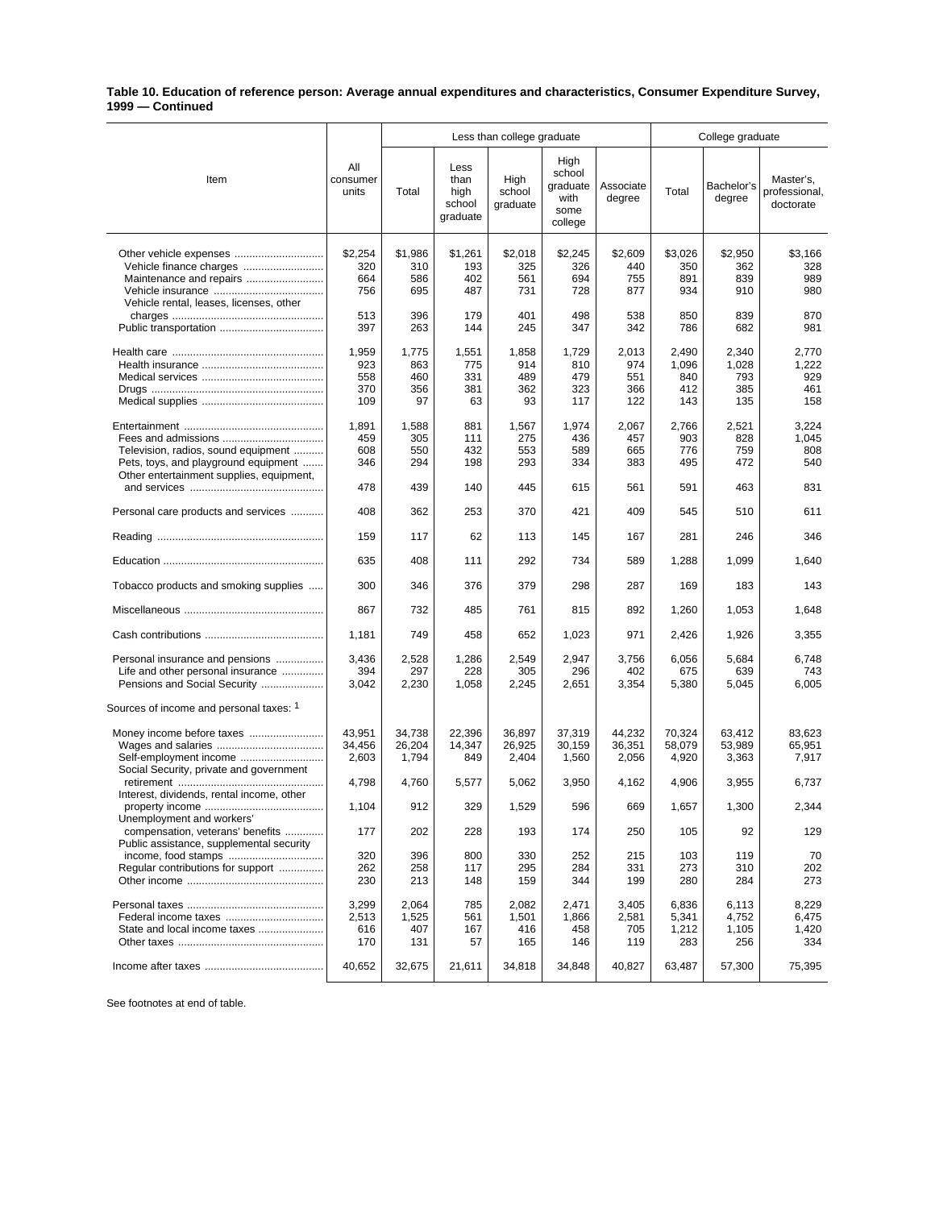**Table 10. Education of reference person: Average annual expenditures and characteristics, Consumer Expenditure Survey, 1999 — Continued**

| Item | All consumer units | Less than college graduate | | | | | College graduate | | |
|---|---|---|---|---|---|---|---|---|---|
| | | Total | Less than high school graduate | High school graduate | High school graduate with some college | Associate degree | Total | Bachelor's degree | Master's, professional, doctorate |
| Other vehicle expenses | $2,254 | $1,986 | $1,261 | $2,018 | $2,245 | $2,609 | $3,026 | $2,950 | $3,166 |
| Vehicle finance charges | 320 | 310 | 193 | 325 | 326 | 440 | 350 | 362 | 328 |
| Maintenance and repairs | 664 | 586 | 402 | 561 | 694 | 755 | 891 | 839 | 989 |
| Vehicle insurance | 756 | 695 | 487 | 731 | 728 | 877 | 934 | 910 | 980 |
| Vehicle rental, leases, licenses, other charges | 513 | 396 | 179 | 401 | 498 | 538 | 850 | 839 | 870 |
| Public transportation | 397 | 263 | 144 | 245 | 347 | 342 | 786 | 682 | 981 |
| Health care | 1,959 | 1,775 | 1,551 | 1,858 | 1,729 | 2,013 | 2,490 | 2,340 | 2,770 |
| Health insurance | 923 | 863 | 775 | 914 | 810 | 974 | 1,096 | 1,028 | 1,222 |
| Medical services | 558 | 460 | 331 | 489 | 479 | 551 | 840 | 793 | 929 |
| Drugs | 370 | 356 | 381 | 362 | 323 | 366 | 412 | 385 | 461 |
| Medical supplies | 109 | 97 | 63 | 93 | 117 | 122 | 143 | 135 | 158 |
| Entertainment | 1,891 | 1,588 | 881 | 1,567 | 1,974 | 2,067 | 2,766 | 2,521 | 3,224 |
| Fees and admissions | 459 | 305 | 111 | 275 | 436 | 457 | 903 | 828 | 1,045 |
| Television, radios, sound equipment | 608 | 550 | 432 | 553 | 589 | 665 | 776 | 759 | 808 |
| Pets, toys, and playground equipment | 346 | 294 | 198 | 293 | 334 | 383 | 495 | 472 | 540 |
| Other entertainment supplies, equipment, and services | 478 | 439 | 140 | 445 | 615 | 561 | 591 | 463 | 831 |
| Personal care products and services | 408 | 362 | 253 | 370 | 421 | 409 | 545 | 510 | 611 |
| Reading | 159 | 117 | 62 | 113 | 145 | 167 | 281 | 246 | 346 |
| Education | 635 | 408 | 111 | 292 | 734 | 589 | 1,288 | 1,099 | 1,640 |
| Tobacco products and smoking supplies | 300 | 346 | 376 | 379 | 298 | 287 | 169 | 183 | 143 |
| Miscellaneous | 867 | 732 | 485 | 761 | 815 | 892 | 1,260 | 1,053 | 1,648 |
| Cash contributions | 1,181 | 749 | 458 | 652 | 1,023 | 971 | 2,426 | 1,926 | 3,355 |
| Personal insurance and pensions | 3,436 | 2,528 | 1,286 | 2,549 | 2,947 | 3,756 | 6,056 | 5,684 | 6,748 |
| Life and other personal insurance | 394 | 297 | 228 | 305 | 296 | 402 | 675 | 639 | 743 |
| Pensions and Social Security | 3,042 | 2,230 | 1,058 | 2,245 | 2,651 | 3,354 | 5,380 | 5,045 | 6,005 |
| Sources of income and personal taxes: [1] | | | | | | | | | |
| Money income before taxes | 43,951 | 34,738 | 22,396 | 36,897 | 37,319 | 44,232 | 70,324 | 63,412 | 83,623 |
| Wages and salaries | 34,456 | 26,204 | 14,347 | 26,925 | 30,159 | 36,351 | 58,079 | 53,989 | 65,951 |
| Self-employment income | 2,603 | 1,794 | 849 | 2,404 | 1,560 | 2,056 | 4,920 | 3,363 | 7,917 |
| Social Security, private and government retirement | 4,798 | 4,760 | 5,577 | 5,062 | 3,950 | 4,162 | 4,906 | 3,955 | 6,737 |
| Interest, dividends, rental income, other property income | 1,104 | 912 | 329 | 1,529 | 596 | 669 | 1,657 | 1,300 | 2,344 |
| Unemployment and workers' compensation, veterans' benefits | 177 | 202 | 228 | 193 | 174 | 250 | 105 | 92 | 129 |
| Public assistance, supplemental security income, food stamps | 320 | 396 | 800 | 330 | 252 | 215 | 103 | 119 | 70 |
| Regular contributions for support | 262 | 258 | 117 | 295 | 284 | 331 | 273 | 310 | 202 |
| Other income | 230 | 213 | 148 | 159 | 344 | 199 | 280 | 284 | 273 |
| Personal taxes | 3,299 | 2,064 | 785 | 2,082 | 2,471 | 3,405 | 6,836 | 6,113 | 8,229 |
| Federal income taxes | 2,513 | 1,525 | 561 | 1,501 | 1,866 | 2,581 | 5,341 | 4,752 | 6,475 |
| State and local income taxes | 616 | 407 | 167 | 416 | 458 | 705 | 1,212 | 1,105 | 1,420 |
| Other taxes | 170 | 131 | 57 | 165 | 146 | 119 | 283 | 256 | 334 |
| Income after taxes | 40,652 | 32,675 | 21,611 | 34,818 | 34,848 | 40,827 | 63,487 | 57,300 | 75,395 |

See footnotes at end of table.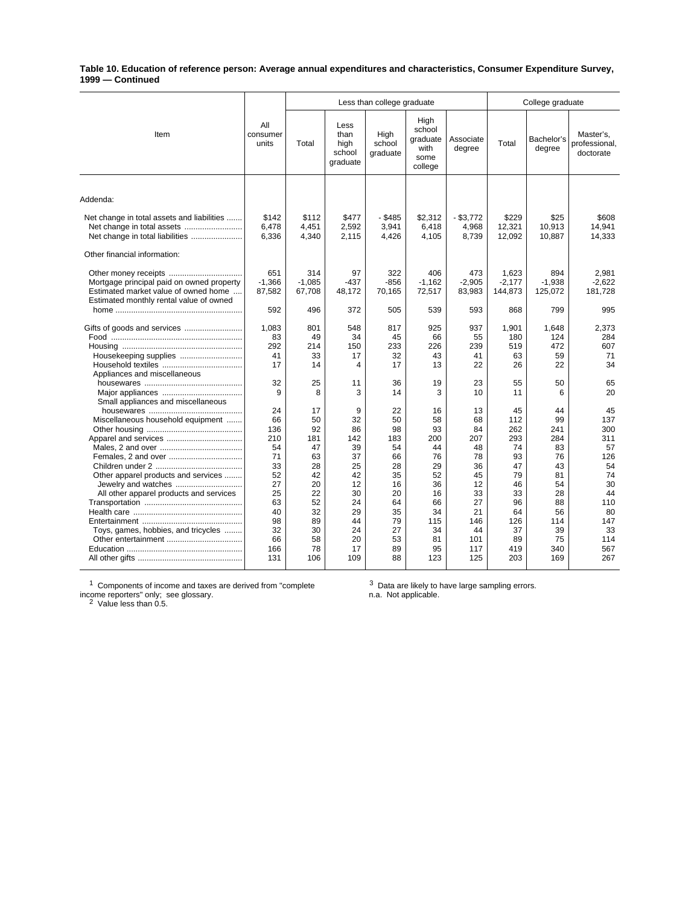**Table 10. Education of reference person: Average annual expenditures and characteristics, Consumer Expenditure Survey, 1999 — Continued**

| Item | All consumer units | Less than college graduate | | | | | College graduate | | |
|---|---|---|---|---|---|---|---|---|---|
| | | Total | Less than high school graduate | High school graduate | High school graduate with some college | Associate degree | Total | Bachelor's degree | Master's, professional, doctorate |
| Addenda: | | | | | | | | | |
| Net change in total assets and liabilities | $142 | $112 | $477 | - $485 | $2,312 | - $3,772 | $229 | $25 | $608 |
| Net change in total assets | 6,478 | 4,451 | 2,592 | 3,941 | 6,418 | 4,968 | 12,321 | 10,913 | 14,941 |
| Net change in total liabilities | 6,336 | 4,340 | 2,115 | 4,426 | 4,105 | 8,739 | 12,092 | 10,887 | 14,333 |
| Other financial information: | | | | | | | | | |
| Other money receipts | 651 | 314 | 97 | 322 | 406 | 473 | 1,623 | 894 | 2,981 |
| Mortgage principal paid on owned property | -1,366 | -1,085 | -437 | -856 | -1,162 | -2,905 | -2,177 | -1,938 | -2,622 |
| Estimated market value of owned home | 87,582 | 67,708 | 48,172 | 70,165 | 72,517 | 83,983 | 144,873 | 125,072 | 181,728 |
| Estimated monthly rental value of owned home | 592 | 496 | 372 | 505 | 539 | 593 | 868 | 799 | 995 |
| Gifts of goods and services | 1,083 | 801 | 548 | 817 | 925 | 937 | 1,901 | 1,648 | 2,373 |
| Food | 83 | 49 | 34 | 45 | 66 | 55 | 180 | 124 | 284 |
| Housing | 292 | 214 | 150 | 233 | 226 | 239 | 519 | 472 | 607 |
| Housekeeping supplies | 41 | 33 | 17 | 32 | 43 | 41 | 63 | 59 | 71 |
| Household textiles | 17 | 14 | 4 | 17 | 13 | 22 | 26 | 22 | 34 |
| Appliances and miscellaneous housewares | 32 | 25 | 11 | 36 | 19 | 23 | 55 | 50 | 65 |
| Major appliances | 9 | 8 | 3 | 14 | 3 | 10 | 11 | 6 | 20 |
| Small appliances and miscellaneous housewares | 24 | 17 | 9 | 22 | 16 | 13 | 45 | 44 | 45 |
| Miscellaneous household equipment | 66 | 50 | 32 | 50 | 58 | 68 | 112 | 99 | 137 |
| Other housing | 136 | 92 | 86 | 98 | 93 | 84 | 262 | 241 | 300 |
| Apparel and services | 210 | 181 | 142 | 183 | 200 | 207 | 293 | 284 | 311 |
| Males, 2 and over | 54 | 47 | 39 | 54 | 44 | 48 | 74 | 83 | 57 |
| Females, 2 and over | 71 | 63 | 37 | 66 | 76 | 78 | 93 | 76 | 126 |
| Children under 2 | 33 | 28 | 25 | 28 | 29 | 36 | 47 | 43 | 54 |
| Other apparel products and services | 52 | 42 | 42 | 35 | 52 | 45 | 79 | 81 | 74 |
| Jewelry and watches | 27 | 20 | 12 | 16 | 36 | 12 | 46 | 54 | 30 |
| All other apparel products and services | 25 | 22 | 30 | 20 | 16 | 33 | 33 | 28 | 44 |
| Transportation | 63 | 52 | 24 | 64 | 66 | 27 | 96 | 88 | 110 |
| Health care | 40 | 32 | 29 | 35 | 34 | 21 | 64 | 56 | 80 |
| Entertainment | 98 | 89 | 44 | 79 | 115 | 146 | 126 | 114 | 147 |
| Toys, games, hobbies, and tricycles | 32 | 30 | 24 | 27 | 34 | 44 | 37 | 39 | 33 |
| Other entertainment | 66 | 58 | 20 | 53 | 81 | 101 | 89 | 75 | 114 |
| Education | 166 | 78 | 17 | 89 | 95 | 117 | 419 | 340 | 567 |
| All other gifts | 131 | 106 | 109 | 88 | 123 | 125 | 203 | 169 | 267 |

[1] Components of income and taxes are derived from "complete income reporters" only; see glossary.
[2] Value less than 0.5.
[3] Data are likely to have large sampling errors.
n.a. Not applicable.